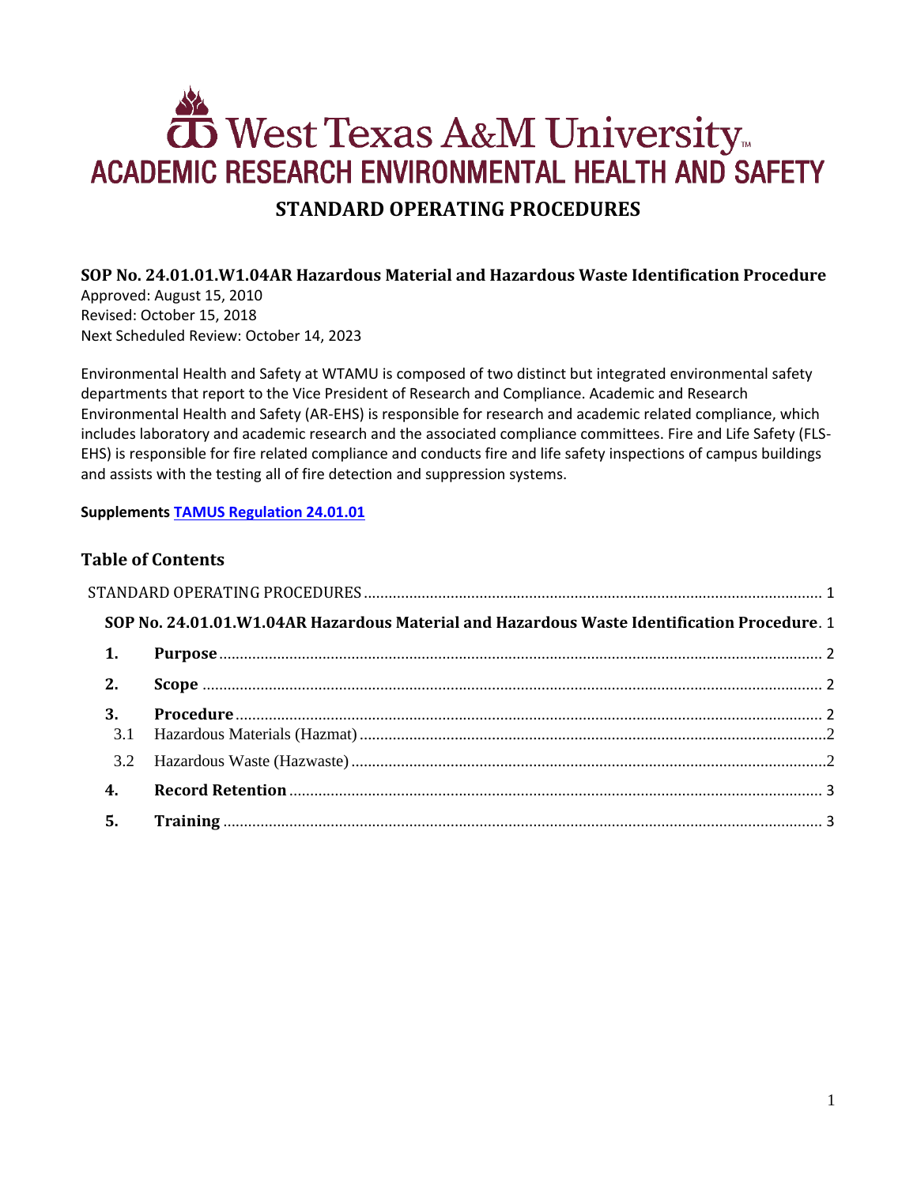# West Texas A&M University

## ACADEMIC RESEARCH ENVIRONMENTAL HEALTH AND SAFETY

## STANDARD OPERATING PROCEDURES

### SOP No. 24.01.01.W1.04AR Hazardous Material and Hazardous Waste Identification Procedure

Approved: August 15, 2010
Revised: October 15, 2018
Next Scheduled Review: October 14, 2023

Environmental Health and Safety at WTAMU is composed of two distinct but integrated environmental safety departments that report to the Vice President of Research and Compliance. Academic and Research Environmental Health and Safety (AR-EHS) is responsible for research and academic related compliance, which includes laboratory and academic research and the associated compliance committees. Fire and Life Safety (FLS-EHS) is responsible for fire related compliance and conducts fire and life safety inspections of campus buildings and assists with the testing all of fire detection and suppression systems.

**Supplements [TAMUS Regulation 24.01.01]**

## Table of Contents

STANDARD OPERATING PROCEDURES ........ 1

**SOP No. 24.01.01.W1.04AR Hazardous Material and Hazardous Waste Identification Procedure**. 1

**1. Purpose** ........ 2

**2. Scope** ........ 2

**3. Procedure** ........ 2

3.1 Hazardous Materials (Hazmat) ........ 2

3.2 Hazardous Waste (Hazwaste) ........ 2

**4. Record Retention** ........ 3

**5. Training** ........ 3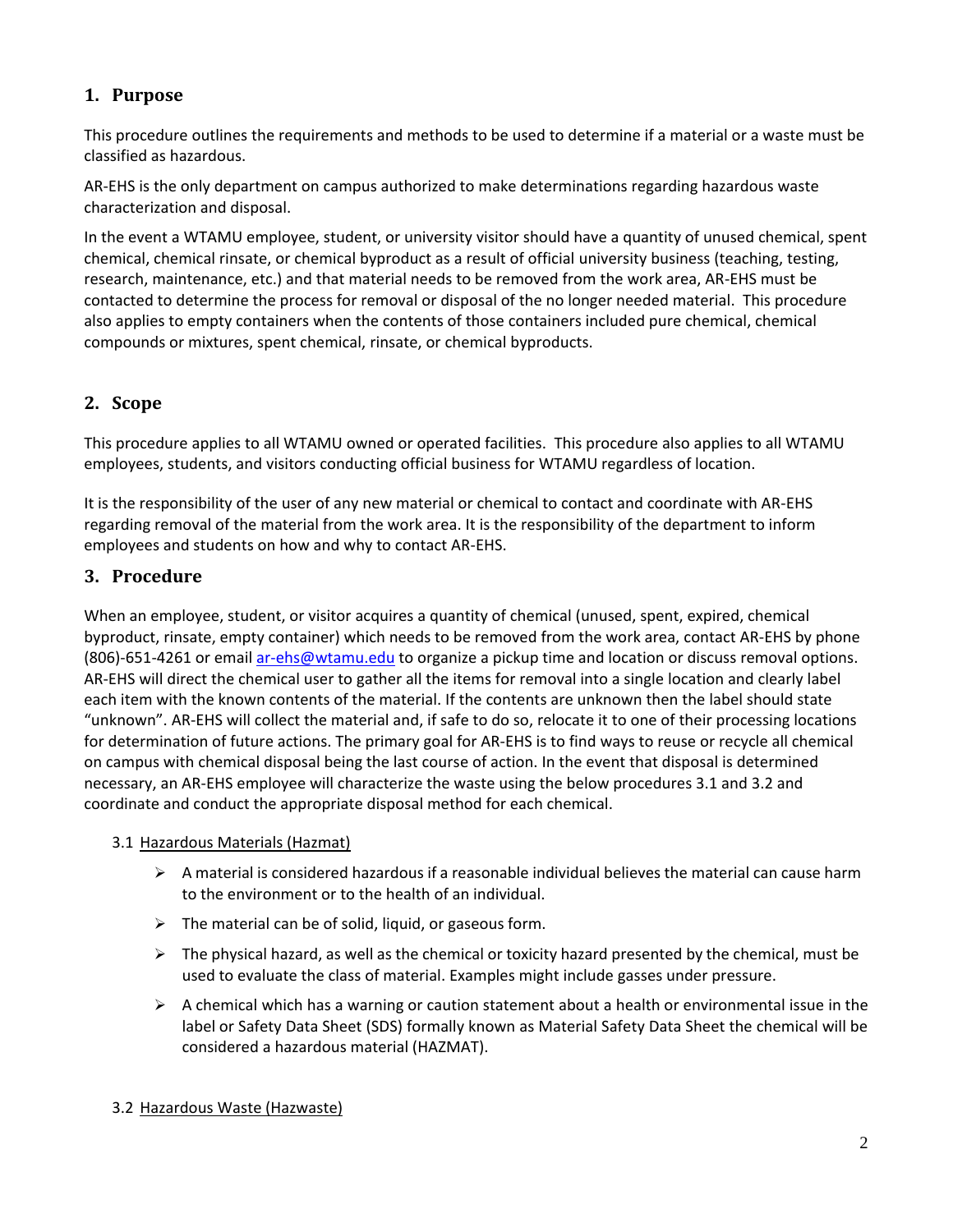## 1. Purpose

This procedure outlines the requirements and methods to be used to determine if a material or a waste must be classified as hazardous.

AR-EHS is the only department on campus authorized to make determinations regarding hazardous waste characterization and disposal.

In the event a WTAMU employee, student, or university visitor should have a quantity of unused chemical, spent chemical, chemical rinsate, or chemical byproduct as a result of official university business (teaching, testing, research, maintenance, etc.) and that material needs to be removed from the work area, AR-EHS must be contacted to determine the process for removal or disposal of the no longer needed material. This procedure also applies to empty containers when the contents of those containers included pure chemical, chemical compounds or mixtures, spent chemical, rinsate, or chemical byproducts.

## 2. Scope

This procedure applies to all WTAMU owned or operated facilities. This procedure also applies to all WTAMU employees, students, and visitors conducting official business for WTAMU regardless of location.

It is the responsibility of the user of any new material or chemical to contact and coordinate with AR-EHS regarding removal of the material from the work area. It is the responsibility of the department to inform employees and students on how and why to contact AR-EHS.

## 3. Procedure

When an employee, student, or visitor acquires a quantity of chemical (unused, spent, expired, chemical byproduct, rinsate, empty container) which needs to be removed from the work area, contact AR-EHS by phone (806)-651-4261 or email ar-ehs@wtamu.edu to organize a pickup time and location or discuss removal options. AR-EHS will direct the chemical user to gather all the items for removal into a single location and clearly label each item with the known contents of the material. If the contents are unknown then the label should state "unknown". AR-EHS will collect the material and, if safe to do so, relocate it to one of their processing locations for determination of future actions. The primary goal for AR-EHS is to find ways to reuse or recycle all chemical on campus with chemical disposal being the last course of action. In the event that disposal is determined necessary, an AR-EHS employee will characterize the waste using the below procedures 3.1 and 3.2 and coordinate and conduct the appropriate disposal method for each chemical.

### 3.1 Hazardous Materials (Hazmat)

- A material is considered hazardous if a reasonable individual believes the material can cause harm to the environment or to the health of an individual.
- The material can be of solid, liquid, or gaseous form.
- The physical hazard, as well as the chemical or toxicity hazard presented by the chemical, must be used to evaluate the class of material. Examples might include gasses under pressure.
- A chemical which has a warning or caution statement about a health or environmental issue in the label or Safety Data Sheet (SDS) formally known as Material Safety Data Sheet the chemical will be considered a hazardous material (HAZMAT).

### 3.2 Hazardous Waste (Hazwaste)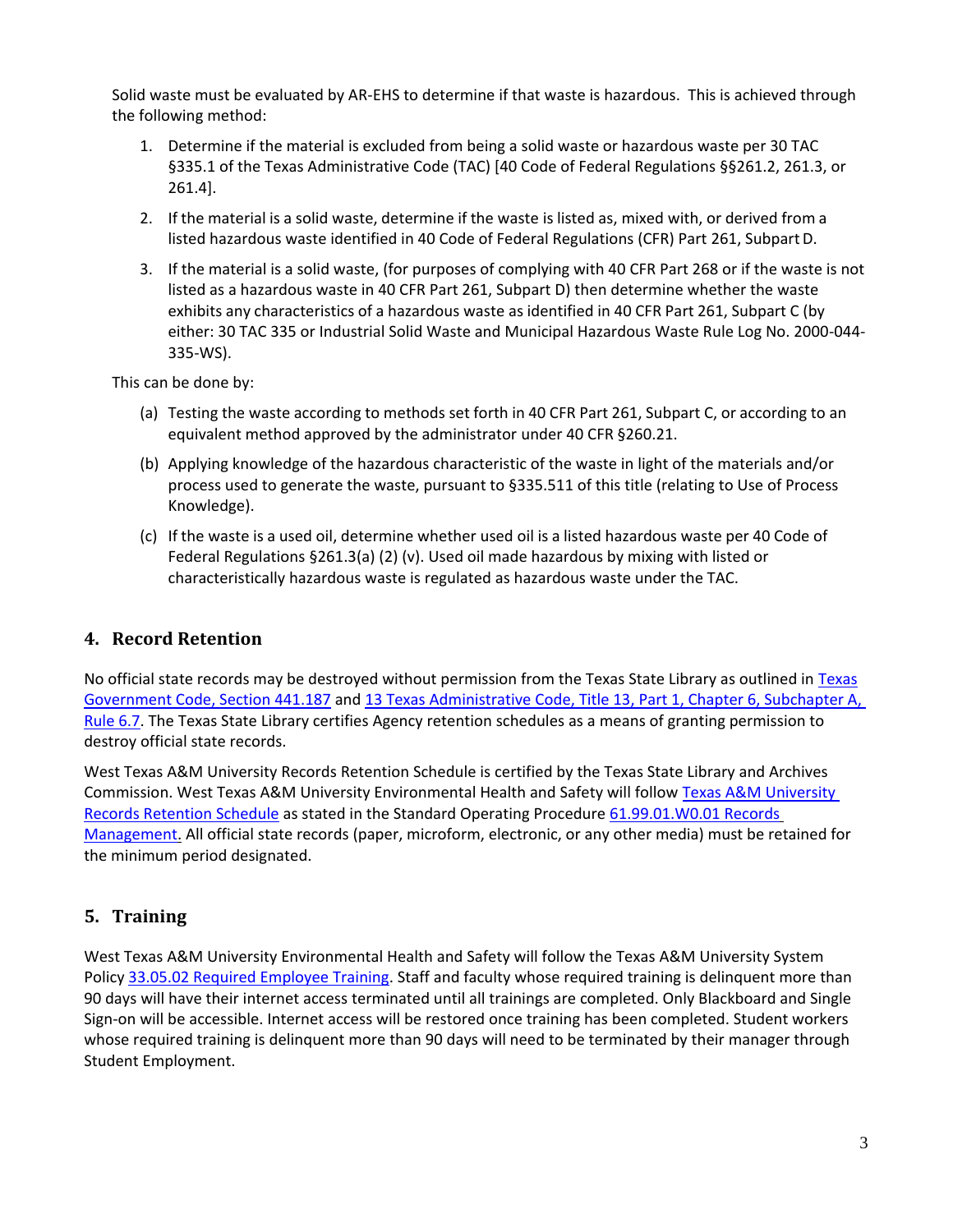Solid waste must be evaluated by AR-EHS to determine if that waste is hazardous. This is achieved through the following method:

1. Determine if the material is excluded from being a solid waste or hazardous waste per 30 TAC §335.1 of the Texas Administrative Code (TAC) [40 Code of Federal Regulations §§261.2, 261.3, or 261.4].
2. If the material is a solid waste, determine if the waste is listed as, mixed with, or derived from a listed hazardous waste identified in 40 Code of Federal Regulations (CFR) Part 261, Subpart D.
3. If the material is a solid waste, (for purposes of complying with 40 CFR Part 268 or if the waste is not listed as a hazardous waste in 40 CFR Part 261, Subpart D) then determine whether the waste exhibits any characteristics of a hazardous waste as identified in 40 CFR Part 261, Subpart C (by either: 30 TAC 335 or Industrial Solid Waste and Municipal Hazardous Waste Rule Log No. 2000-044-335-WS).

This can be done by:

(a) Testing the waste according to methods set forth in 40 CFR Part 261, Subpart C, or according to an equivalent method approved by the administrator under 40 CFR §260.21.

(b) Applying knowledge of the hazardous characteristic of the waste in light of the materials and/or process used to generate the waste, pursuant to §335.511 of this title (relating to Use of Process Knowledge).

(c) If the waste is a used oil, determine whether used oil is a listed hazardous waste per 40 Code of Federal Regulations §261.3(a) (2) (v). Used oil made hazardous by mixing with listed or characteristically hazardous waste is regulated as hazardous waste under the TAC.

## 4. Record Retention

No official state records may be destroyed without permission from the Texas State Library as outlined in Texas Government Code, Section 441.187 and 13 Texas Administrative Code, Title 13, Part 1, Chapter 6, Subchapter A, Rule 6.7. The Texas State Library certifies Agency retention schedules as a means of granting permission to destroy official state records.

West Texas A&M University Records Retention Schedule is certified by the Texas State Library and Archives Commission. West Texas A&M University Environmental Health and Safety will follow Texas A&M University Records Retention Schedule as stated in the Standard Operating Procedure 61.99.01.W0.01 Records Management. All official state records (paper, microform, electronic, or any other media) must be retained for the minimum period designated.

## 5. Training

West Texas A&M University Environmental Health and Safety will follow the Texas A&M University System Policy 33.05.02 Required Employee Training. Staff and faculty whose required training is delinquent more than 90 days will have their internet access terminated until all trainings are completed. Only Blackboard and Single Sign-on will be accessible. Internet access will be restored once training has been completed. Student workers whose required training is delinquent more than 90 days will need to be terminated by their manager through Student Employment.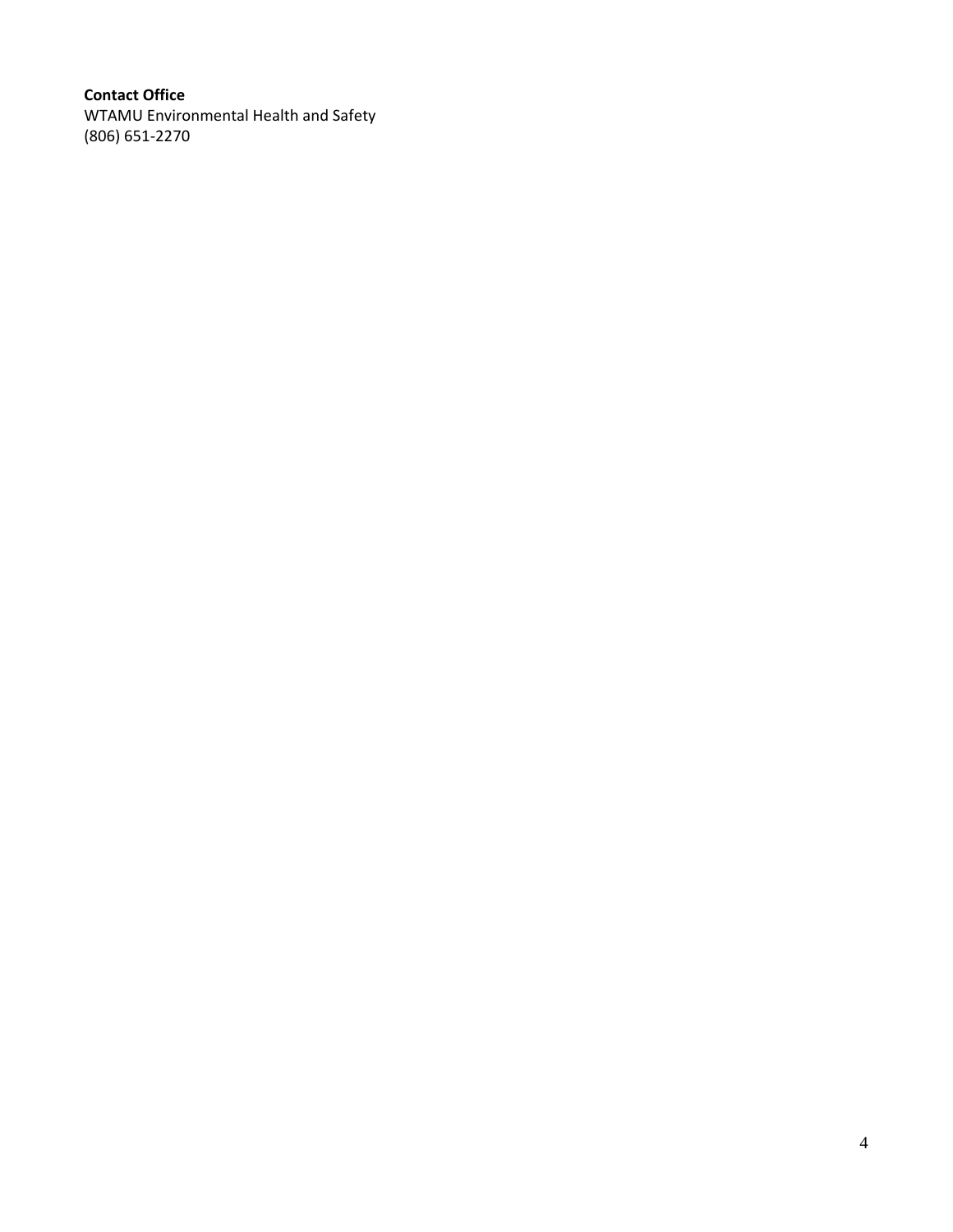**Contact Office**
WTAMU Environmental Health and Safety
(806) 651-2270